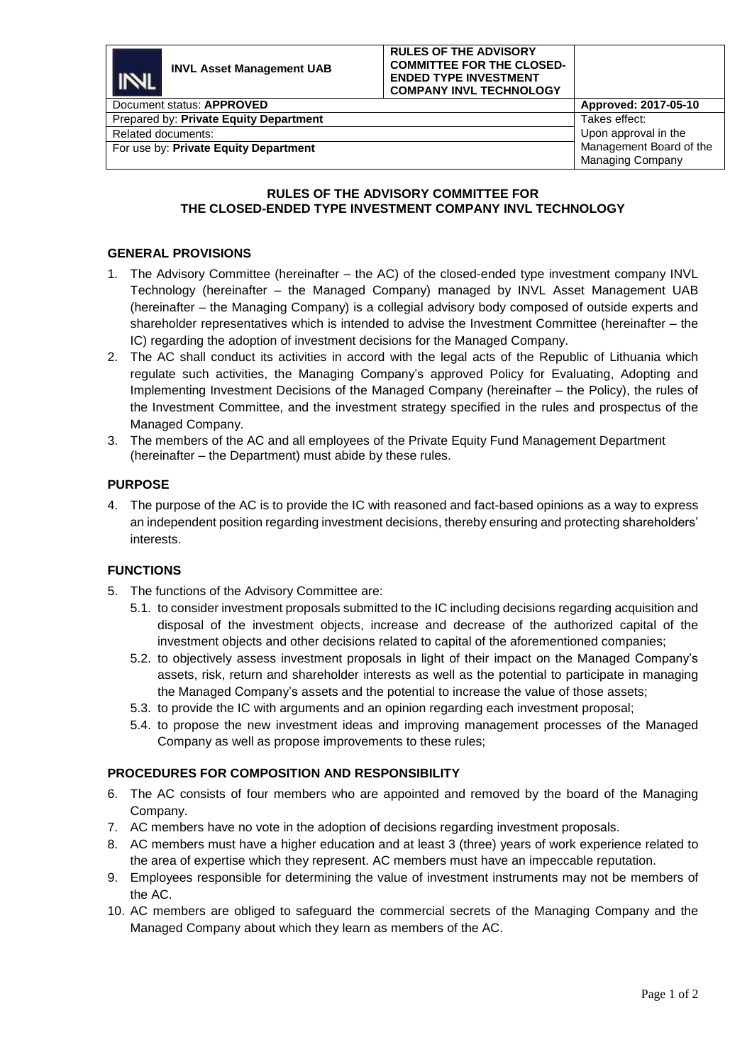| INVL Asset Management UAB | RULES OF THE ADVISORY COMMITTEE FOR THE CLOSED-ENDED TYPE INVESTMENT COMPANY INVL TECHNOLOGY | |
|---|---|---|
| Document status: **APPROVED** | | **Approved: 2017-05-10** |
| Prepared by: **Private Equity Department** | | Takes effect: Upon approval in the Management Board of the Managing Company |
| Related documents: | | |
| For use by: **Private Equity Department** | | |

## RULES OF THE ADVISORY COMMITTEE FOR THE CLOSED-ENDED TYPE INVESTMENT COMPANY INVL TECHNOLOGY

### GENERAL PROVISIONS

1. The Advisory Committee (hereinafter – the AC) of the closed-ended type investment company INVL Technology (hereinafter – the Managed Company) managed by INVL Asset Management UAB (hereinafter – the Managing Company) is a collegial advisory body composed of outside experts and shareholder representatives which is intended to advise the Investment Committee (hereinafter – the IC) regarding the adoption of investment decisions for the Managed Company.
2. The AC shall conduct its activities in accord with the legal acts of the Republic of Lithuania which regulate such activities, the Managing Company's approved Policy for Evaluating, Adopting and Implementing Investment Decisions of the Managed Company (hereinafter – the Policy), the rules of the Investment Committee, and the investment strategy specified in the rules and prospectus of the Managed Company.
3. The members of the AC and all employees of the Private Equity Fund Management Department (hereinafter – the Department) must abide by these rules.

### PURPOSE

4. The purpose of the AC is to provide the IC with reasoned and fact-based opinions as a way to express an independent position regarding investment decisions, thereby ensuring and protecting shareholders' interests.

### FUNCTIONS

5. The functions of the Advisory Committee are:
   - 5.1. to consider investment proposals submitted to the IC including decisions regarding acquisition and disposal of the investment objects, increase and decrease of the authorized capital of the investment objects and other decisions related to capital of the aforementioned companies;
   - 5.2. to objectively assess investment proposals in light of their impact on the Managed Company's assets, risk, return and shareholder interests as well as the potential to participate in managing the Managed Company's assets and the potential to increase the value of those assets;
   - 5.3. to provide the IC with arguments and an opinion regarding each investment proposal;
   - 5.4. to propose the new investment ideas and improving management processes of the Managed Company as well as propose improvements to these rules;

### PROCEDURES FOR COMPOSITION AND RESPONSIBILITY

6. The AC consists of four members who are appointed and removed by the board of the Managing Company.
7. AC members have no vote in the adoption of decisions regarding investment proposals.
8. AC members must have a higher education and at least 3 (three) years of work experience related to the area of expertise which they represent. AC members must have an impeccable reputation.
9. Employees responsible for determining the value of investment instruments may not be members of the AC.
10. AC members are obliged to safeguard the commercial secrets of the Managing Company and the Managed Company about which they learn as members of the AC.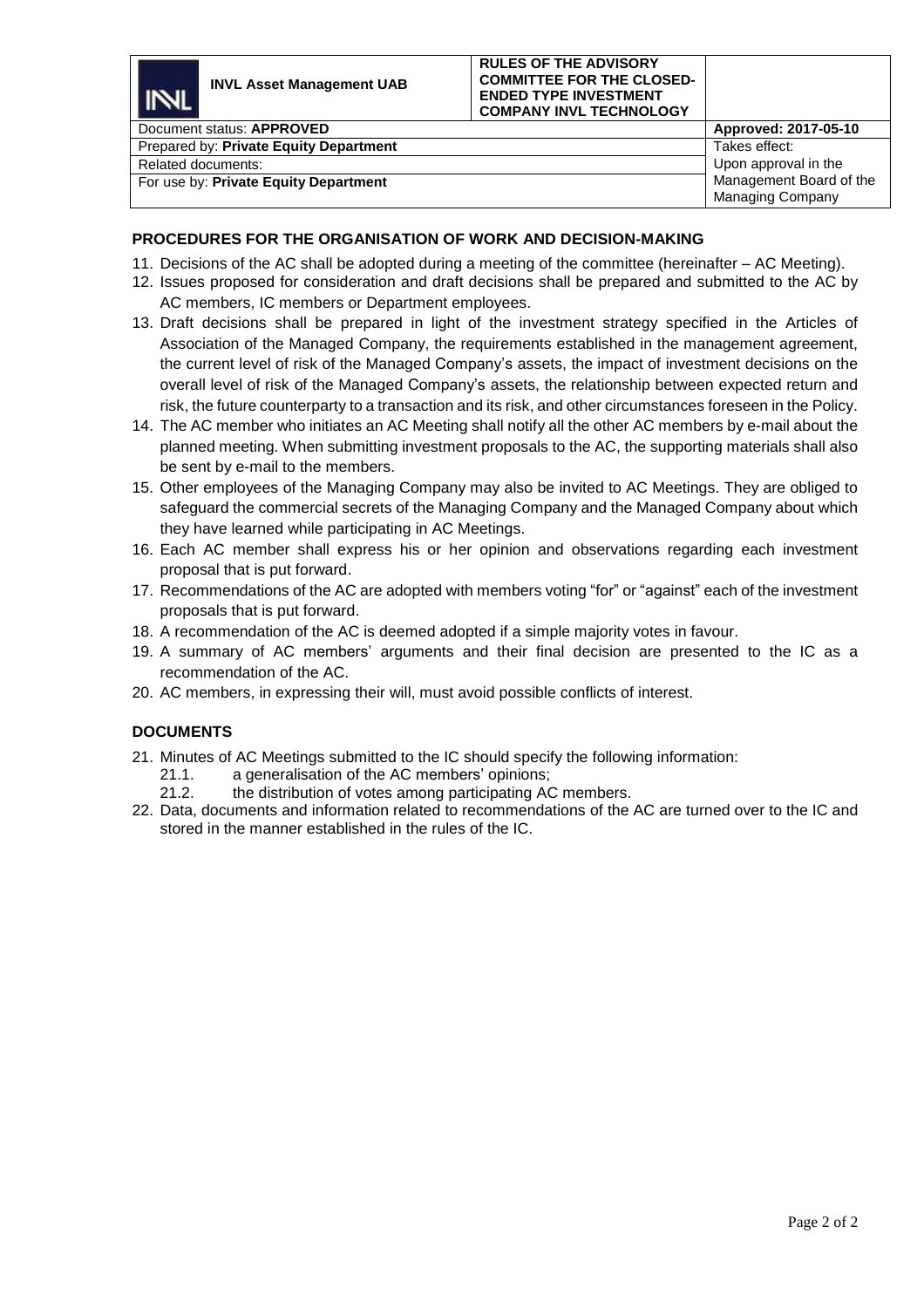## PROCEDURES FOR THE ORGANISATION OF WORK AND DECISION-MAKING

11. Decisions of the AC shall be adopted during a meeting of the committee (hereinafter – AC Meeting).
12. Issues proposed for consideration and draft decisions shall be prepared and submitted to the AC by AC members, IC members or Department employees.
13. Draft decisions shall be prepared in light of the investment strategy specified in the Articles of Association of the Managed Company, the requirements established in the management agreement, the current level of risk of the Managed Company's assets, the impact of investment decisions on the overall level of risk of the Managed Company's assets, the relationship between expected return and risk, the future counterparty to a transaction and its risk, and other circumstances foreseen in the Policy.
14. The AC member who initiates an AC Meeting shall notify all the other AC members by e-mail about the planned meeting. When submitting investment proposals to the AC, the supporting materials shall also be sent by e-mail to the members.
15. Other employees of the Managing Company may also be invited to AC Meetings. They are obliged to safeguard the commercial secrets of the Managing Company and the Managed Company about which they have learned while participating in AC Meetings.
16. Each AC member shall express his or her opinion and observations regarding each investment proposal that is put forward.
17. Recommendations of the AC are adopted with members voting "for" or "against" each of the investment proposals that is put forward.
18. A recommendation of the AC is deemed adopted if a simple majority votes in favour.
19. A summary of AC members' arguments and their final decision are presented to the IC as a recommendation of the AC.
20. AC members, in expressing their will, must avoid possible conflicts of interest.

## DOCUMENTS

21. Minutes of AC Meetings submitted to the IC should specify the following information:
    - 21.1. a generalisation of the AC members' opinions;
    - 21.2. the distribution of votes among participating AC members.
22. Data, documents and information related to recommendations of the AC are turned over to the IC and stored in the manner established in the rules of the IC.